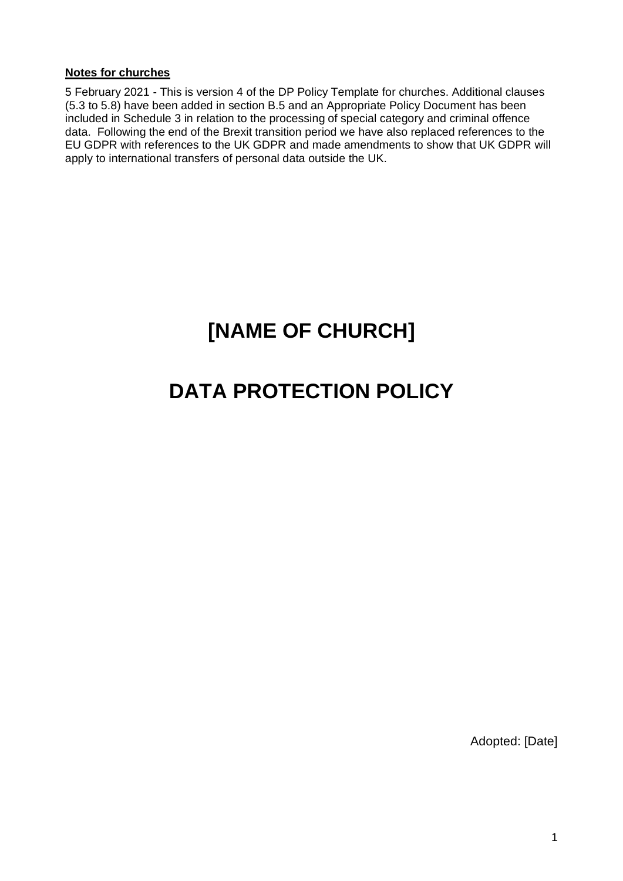**Notes for churches**

5 February 2021 - This is version 4 of the DP Policy Template for churches. Additional clauses (5.3 to 5.8) have been added in section B.5 and an Appropriate Policy Document has been included in Schedule 3 in relation to the processing of special category and criminal offence data. Following the end of the Brexit transition period we have also replaced references to the EU GDPR with references to the UK GDPR and made amendments to show that UK GDPR will apply to international transfers of personal data outside the UK.

# [NAME OF CHURCH]

# DATA PROTECTION POLICY

Adopted: [Date]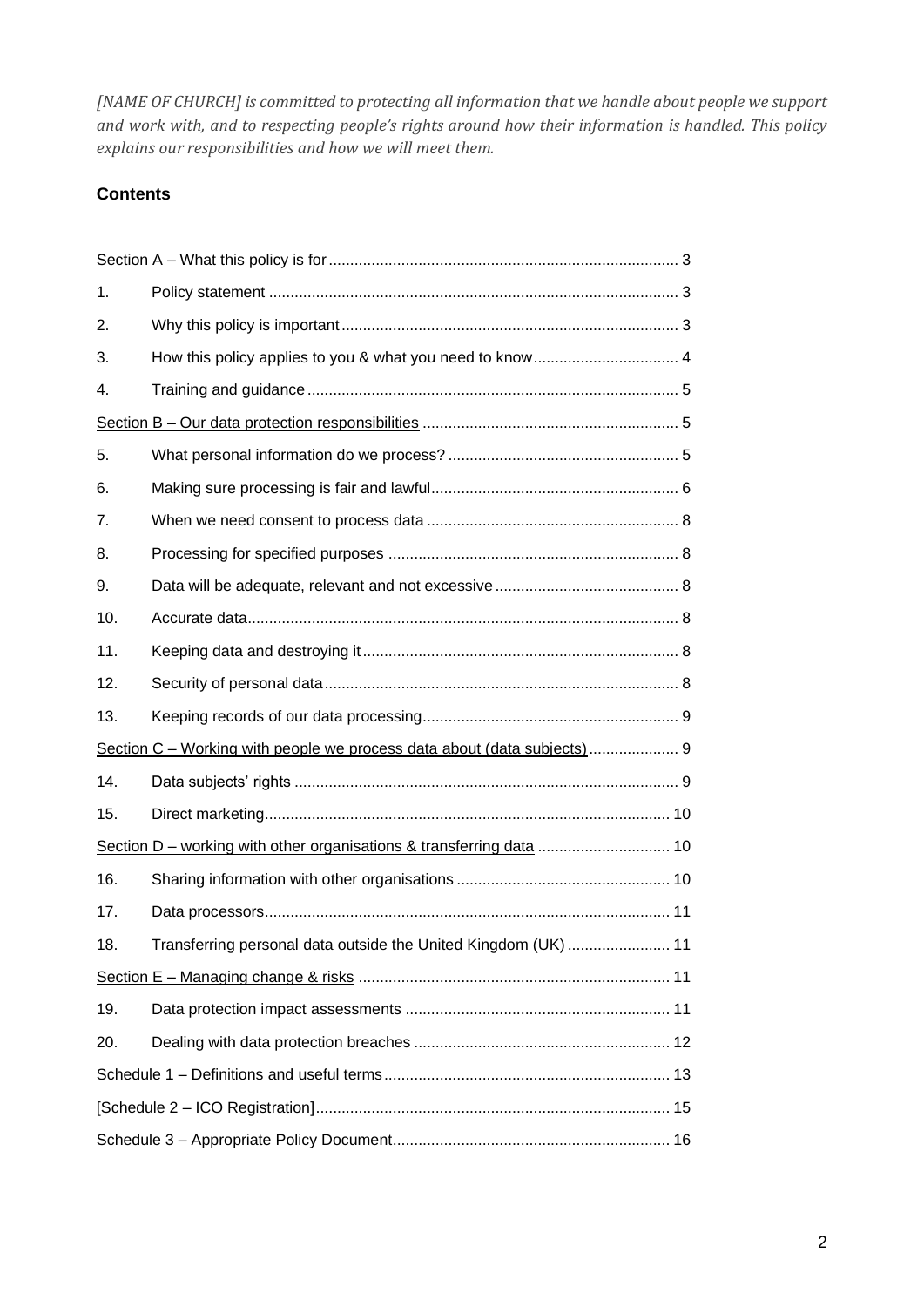*[NAME OF CHURCH] is committed to protecting all information that we handle about people we support and work with, and to respecting people's rights around how their information is handled. This policy explains our responsibilities and how we will meet them.*

## Contents

| | | |
|---|---|---|
| Section A – What this policy is for | | 3 |
| 1. | Policy statement | 3 |
| 2. | Why this policy is important | 3 |
| 3. | How this policy applies to you & what you need to know | 4 |
| 4. | Training and guidance | 5 |
| Section B – Our data protection responsibilities | | 5 |
| 5. | What personal information do we process? | 5 |
| 6. | Making sure processing is fair and lawful | 6 |
| 7. | When we need consent to process data | 8 |
| 8. | Processing for specified purposes | 8 |
| 9. | Data will be adequate, relevant and not excessive | 8 |
| 10. | Accurate data | 8 |
| 11. | Keeping data and destroying it | 8 |
| 12. | Security of personal data | 8 |
| 13. | Keeping records of our data processing | 9 |
| Section C – Working with people we process data about (data subjects) | | 9 |
| 14. | Data subjects' rights | 9 |
| 15. | Direct marketing | 10 |
| Section D – working with other organisations & transferring data | | 10 |
| 16. | Sharing information with other organisations | 10 |
| 17. | Data processors | 11 |
| 18. | Transferring personal data outside the United Kingdom (UK) | 11 |
| Section E – Managing change & risks | | 11 |
| 19. | Data protection impact assessments | 11 |
| 20. | Dealing with data protection breaches | 12 |
| Schedule 1 – Definitions and useful terms | | 13 |
| [Schedule 2 – ICO Registration] | | 15 |
| Schedule 3 – Appropriate Policy Document | | 16 |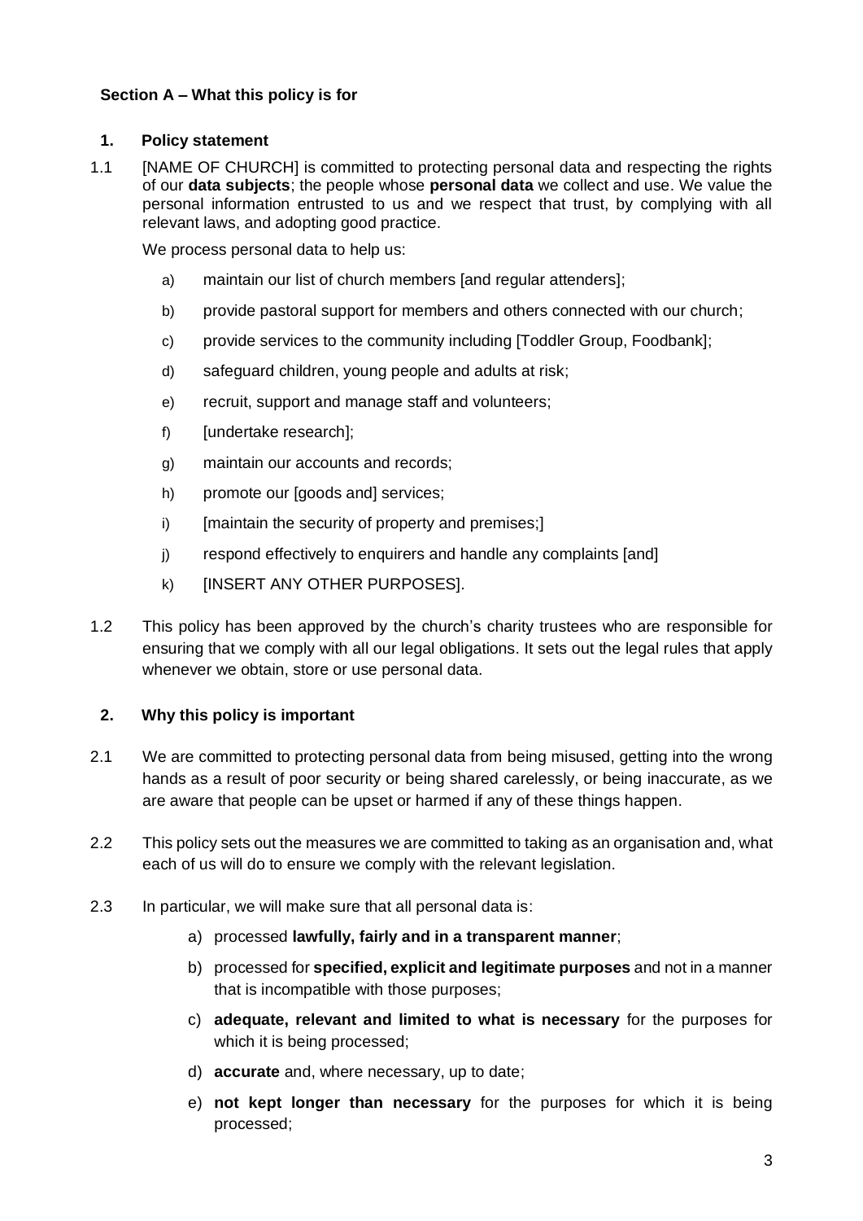### Section A – What this policy is for

#### 1. Policy statement

1.1 [NAME OF CHURCH] is committed to protecting personal data and respecting the rights of our **data subjects**; the people whose **personal data** we collect and use. We value the personal information entrusted to us and we respect that trust, by complying with all relevant laws, and adopting good practice.

We process personal data to help us:

a) maintain our list of church members [and regular attenders];

b) provide pastoral support for members and others connected with our church;

c) provide services to the community including [Toddler Group, Foodbank];

d) safeguard children, young people and adults at risk;

e) recruit, support and manage staff and volunteers;

f) [undertake research];

g) maintain our accounts and records;

h) promote our [goods and] services;

i) [maintain the security of property and premises;]

j) respond effectively to enquirers and handle any complaints [and]

k) [INSERT ANY OTHER PURPOSES].

1.2 This policy has been approved by the church's charity trustees who are responsible for ensuring that we comply with all our legal obligations. It sets out the legal rules that apply whenever we obtain, store or use personal data.

#### 2. Why this policy is important

2.1 We are committed to protecting personal data from being misused, getting into the wrong hands as a result of poor security or being shared carelessly, or being inaccurate, as we are aware that people can be upset or harmed if any of these things happen.

2.2 This policy sets out the measures we are committed to taking as an organisation and, what each of us will do to ensure we comply with the relevant legislation.

2.3 In particular, we will make sure that all personal data is:

a) processed **lawfully, fairly and in a transparent manner**;

b) processed for **specified, explicit and legitimate purposes** and not in a manner that is incompatible with those purposes;

c) **adequate, relevant and limited to what is necessary** for the purposes for which it is being processed;

d) **accurate** and, where necessary, up to date;

e) **not kept longer than necessary** for the purposes for which it is being processed;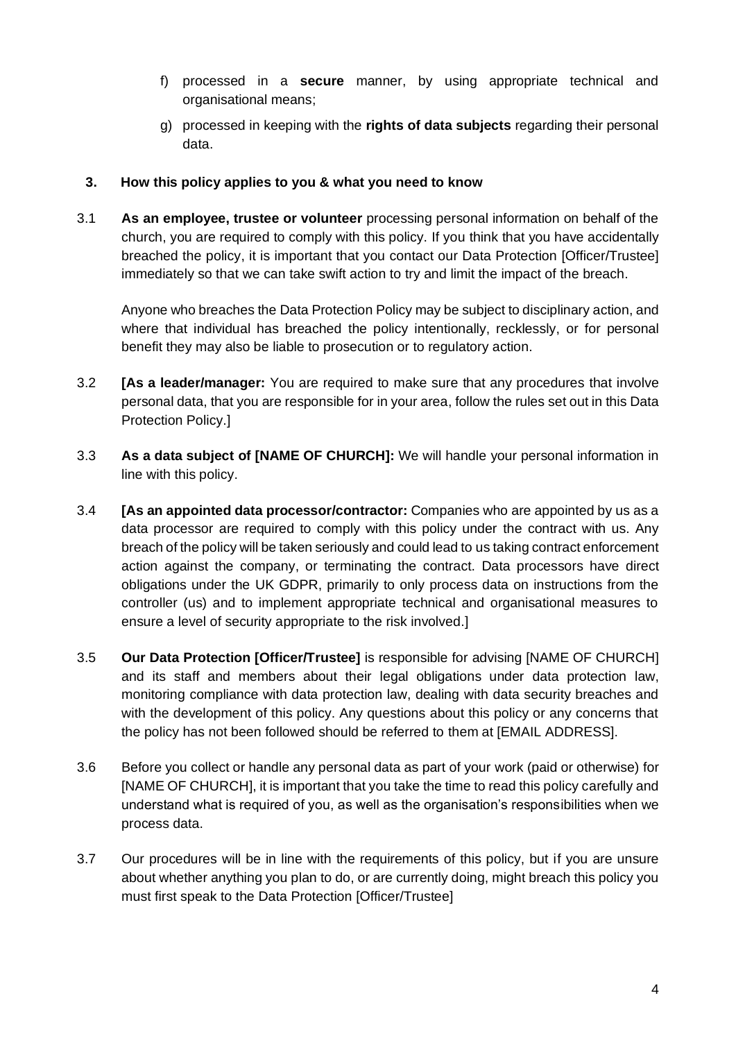f) processed in a **secure** manner, by using appropriate technical and organisational means;

g) processed in keeping with the **rights of data subjects** regarding their personal data.

## 3. How this policy applies to you & what you need to know

3.1 **As an employee, trustee or volunteer** processing personal information on behalf of the church, you are required to comply with this policy. If you think that you have accidentally breached the policy, it is important that you contact our Data Protection [Officer/Trustee] immediately so that we can take swift action to try and limit the impact of the breach.

Anyone who breaches the Data Protection Policy may be subject to disciplinary action, and where that individual has breached the policy intentionally, recklessly, or for personal benefit they may also be liable to prosecution or to regulatory action.

3.2 **[As a leader/manager:** You are required to make sure that any procedures that involve personal data, that you are responsible for in your area, follow the rules set out in this Data Protection Policy.]

3.3 **As a data subject of [NAME OF CHURCH]:** We will handle your personal information in line with this policy.

3.4 **[As an appointed data processor/contractor:** Companies who are appointed by us as a data processor are required to comply with this policy under the contract with us. Any breach of the policy will be taken seriously and could lead to us taking contract enforcement action against the company, or terminating the contract. Data processors have direct obligations under the UK GDPR, primarily to only process data on instructions from the controller (us) and to implement appropriate technical and organisational measures to ensure a level of security appropriate to the risk involved.]

3.5 **Our Data Protection [Officer/Trustee]** is responsible for advising [NAME OF CHURCH] and its staff and members about their legal obligations under data protection law, monitoring compliance with data protection law, dealing with data security breaches and with the development of this policy. Any questions about this policy or any concerns that the policy has not been followed should be referred to them at [EMAIL ADDRESS].

3.6 Before you collect or handle any personal data as part of your work (paid or otherwise) for [NAME OF CHURCH], it is important that you take the time to read this policy carefully and understand what is required of you, as well as the organisation's responsibilities when we process data.

3.7 Our procedures will be in line with the requirements of this policy, but if you are unsure about whether anything you plan to do, or are currently doing, might breach this policy you must first speak to the Data Protection [Officer/Trustee]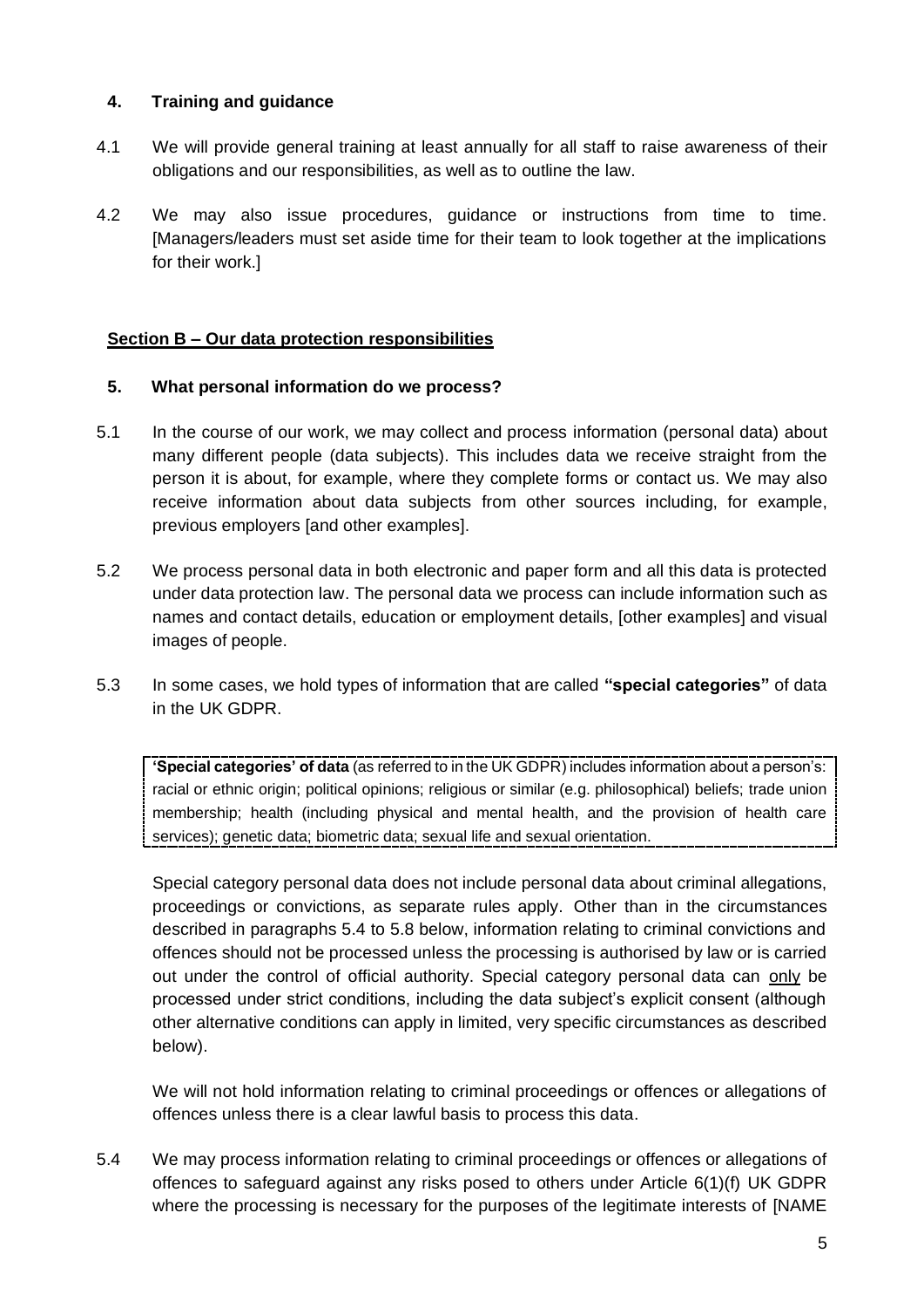## 4. Training and guidance

4.1 We will provide general training at least annually for all staff to raise awareness of their obligations and our responsibilities, as well as to outline the law.

4.2 We may also issue procedures, guidance or instructions from time to time. [Managers/leaders must set aside time for their team to look together at the implications for their work.]

## Section B – Our data protection responsibilities

## 5. What personal information do we process?

5.1 In the course of our work, we may collect and process information (personal data) about many different people (data subjects). This includes data we receive straight from the person it is about, for example, where they complete forms or contact us. We may also receive information about data subjects from other sources including, for example, previous employers [and other examples].

5.2 We process personal data in both electronic and paper form and all this data is protected under data protection law. The personal data we process can include information such as names and contact details, education or employment details, [other examples] and visual images of people.

5.3 In some cases, we hold types of information that are called **"special categories"** of data in the UK GDPR.

> **'Special categories' of data** (as referred to in the UK GDPR) includes information about a person's: racial or ethnic origin; political opinions; religious or similar (e.g. philosophical) beliefs; trade union membership; health (including physical and mental health, and the provision of health care services); genetic data; biometric data; sexual life and sexual orientation.

Special category personal data does not include personal data about criminal allegations, proceedings or convictions, as separate rules apply. Other than in the circumstances described in paragraphs 5.4 to 5.8 below, information relating to criminal convictions and offences should not be processed unless the processing is authorised by law or is carried out under the control of official authority. Special category personal data can only be processed under strict conditions, including the data subject's explicit consent (although other alternative conditions can apply in limited, very specific circumstances as described below).

We will not hold information relating to criminal proceedings or offences or allegations of offences unless there is a clear lawful basis to process this data.

5.4 We may process information relating to criminal proceedings or offences or allegations of offences to safeguard against any risks posed to others under Article 6(1)(f) UK GDPR where the processing is necessary for the purposes of the legitimate interests of [NAME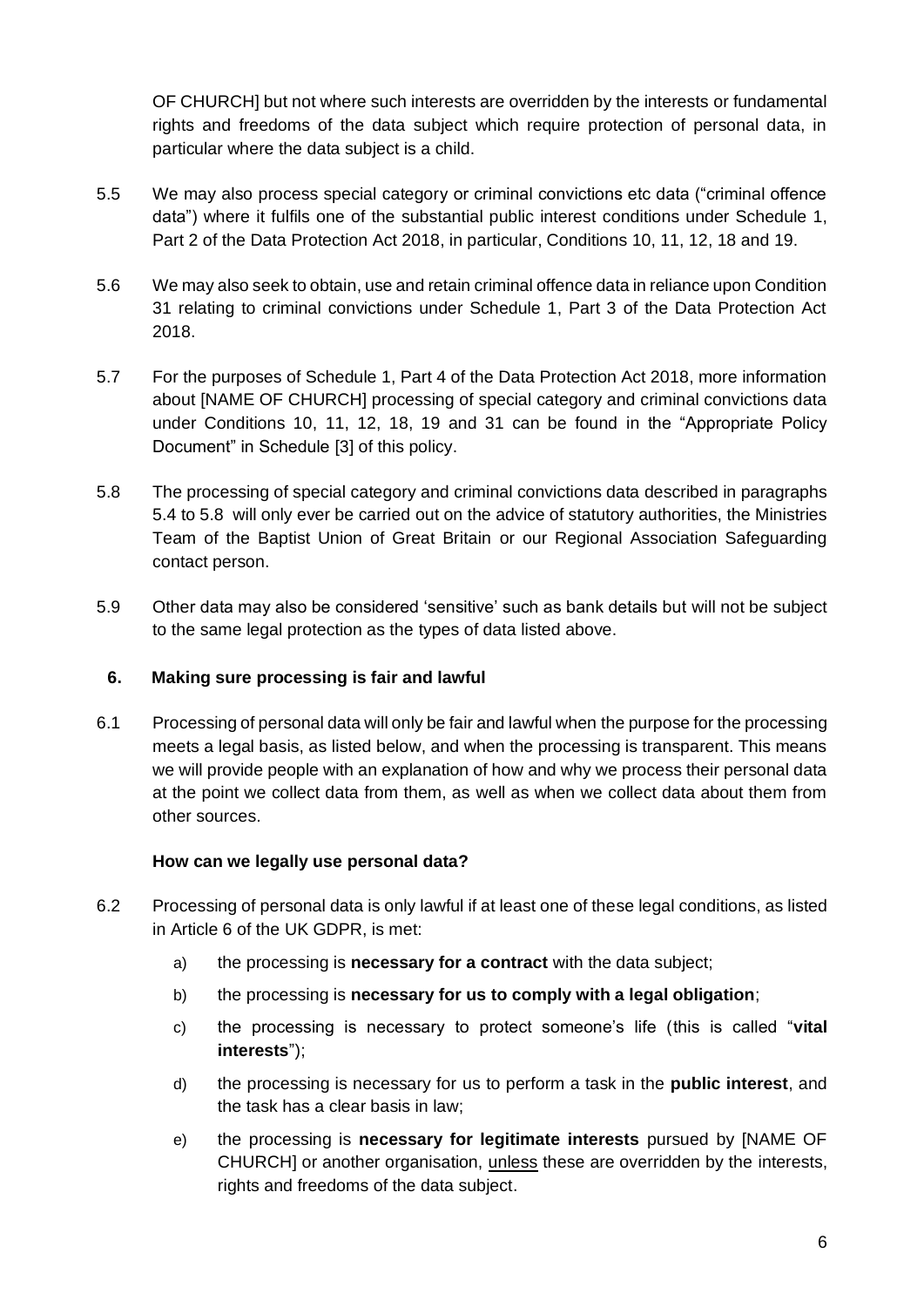OF CHURCH] but not where such interests are overridden by the interests or fundamental rights and freedoms of the data subject which require protection of personal data, in particular where the data subject is a child.

5.5 We may also process special category or criminal convictions etc data ("criminal offence data") where it fulfils one of the substantial public interest conditions under Schedule 1, Part 2 of the Data Protection Act 2018, in particular, Conditions 10, 11, 12, 18 and 19.

5.6 We may also seek to obtain, use and retain criminal offence data in reliance upon Condition 31 relating to criminal convictions under Schedule 1, Part 3 of the Data Protection Act 2018.

5.7 For the purposes of Schedule 1, Part 4 of the Data Protection Act 2018, more information about [NAME OF CHURCH] processing of special category and criminal convictions data under Conditions 10, 11, 12, 18, 19 and 31 can be found in the "Appropriate Policy Document" in Schedule [3] of this policy.

5.8 The processing of special category and criminal convictions data described in paragraphs 5.4 to 5.8 will only ever be carried out on the advice of statutory authorities, the Ministries Team of the Baptist Union of Great Britain or our Regional Association Safeguarding contact person.

5.9 Other data may also be considered 'sensitive' such as bank details but will not be subject to the same legal protection as the types of data listed above.

## 6. Making sure processing is fair and lawful

6.1 Processing of personal data will only be fair and lawful when the purpose for the processing meets a legal basis, as listed below, and when the processing is transparent. This means we will provide people with an explanation of how and why we process their personal data at the point we collect data from them, as well as when we collect data about them from other sources.

### How can we legally use personal data?

6.2 Processing of personal data is only lawful if at least one of these legal conditions, as listed in Article 6 of the UK GDPR, is met:

a) the processing is **necessary for a contract** with the data subject;

b) the processing is **necessary for us to comply with a legal obligation**;

c) the processing is necessary to protect someone's life (this is called "**vital interests**");

d) the processing is necessary for us to perform a task in the **public interest**, and the task has a clear basis in law;

e) the processing is **necessary for legitimate interests** pursued by [NAME OF CHURCH] or another organisation, <u>unless</u> these are overridden by the interests, rights and freedoms of the data subject.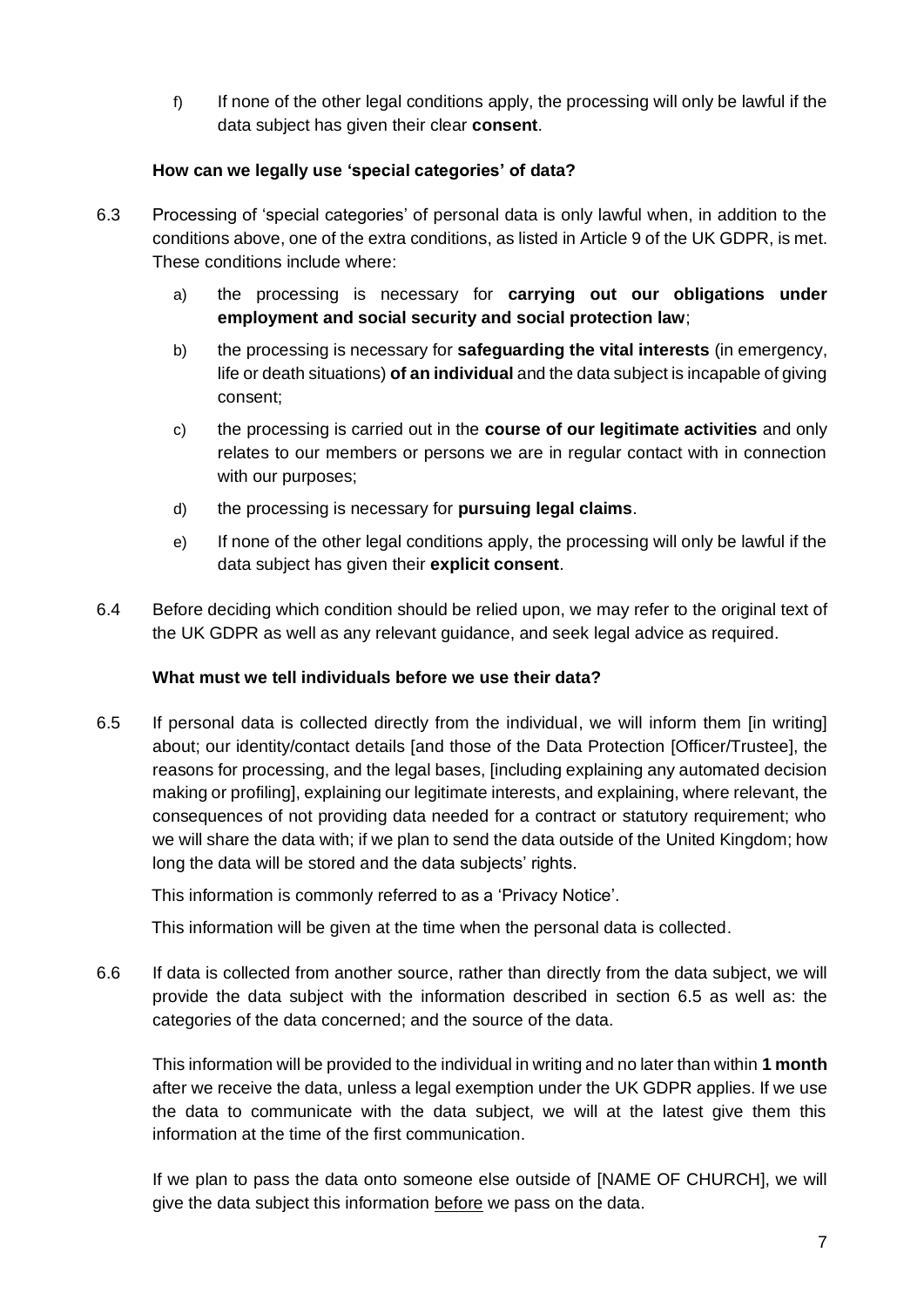f) If none of the other legal conditions apply, the processing will only be lawful if the data subject has given their clear **consent**.

**How can we legally use 'special categories' of data?**

6.3 Processing of 'special categories' of personal data is only lawful when, in addition to the conditions above, one of the extra conditions, as listed in Article 9 of the UK GDPR, is met. These conditions include where:

a) the processing is necessary for **carrying out our obligations under employment and social security and social protection law**;

b) the processing is necessary for **safeguarding the vital interests** (in emergency, life or death situations) **of an individual** and the data subject is incapable of giving consent;

c) the processing is carried out in the **course of our legitimate activities** and only relates to our members or persons we are in regular contact with in connection with our purposes;

d) the processing is necessary for **pursuing legal claims**.

e) If none of the other legal conditions apply, the processing will only be lawful if the data subject has given their **explicit consent**.

6.4 Before deciding which condition should be relied upon, we may refer to the original text of the UK GDPR as well as any relevant guidance, and seek legal advice as required.

**What must we tell individuals before we use their data?**

6.5 If personal data is collected directly from the individual, we will inform them [in writing] about; our identity/contact details [and those of the Data Protection [Officer/Trustee], the reasons for processing, and the legal bases, [including explaining any automated decision making or profiling], explaining our legitimate interests, and explaining, where relevant, the consequences of not providing data needed for a contract or statutory requirement; who we will share the data with; if we plan to send the data outside of the United Kingdom; how long the data will be stored and the data subjects' rights.

This information is commonly referred to as a 'Privacy Notice'.

This information will be given at the time when the personal data is collected.

6.6 If data is collected from another source, rather than directly from the data subject, we will provide the data subject with the information described in section 6.5 as well as: the categories of the data concerned; and the source of the data.

This information will be provided to the individual in writing and no later than within **1 month** after we receive the data, unless a legal exemption under the UK GDPR applies. If we use the data to communicate with the data subject, we will at the latest give them this information at the time of the first communication.

If we plan to pass the data onto someone else outside of [NAME OF CHURCH], we will give the data subject this information <u>before</u> we pass on the data.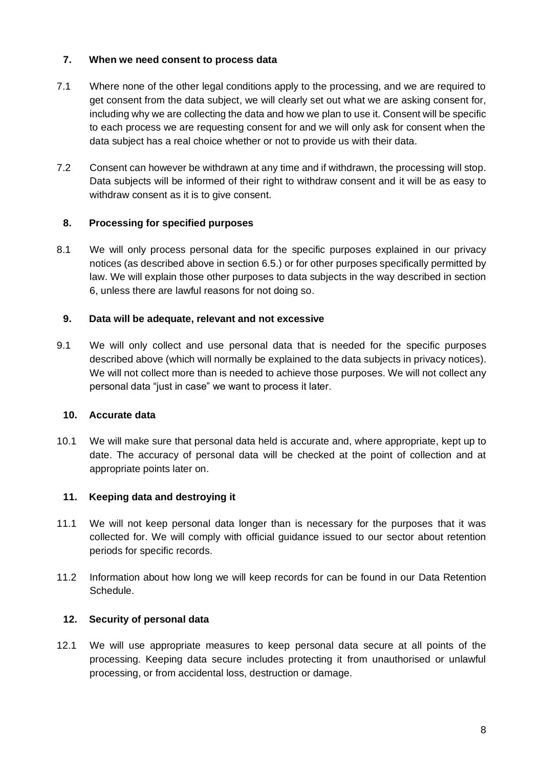## 7. When we need consent to process data

7.1 Where none of the other legal conditions apply to the processing, and we are required to get consent from the data subject, we will clearly set out what we are asking consent for, including why we are collecting the data and how we plan to use it. Consent will be specific to each process we are requesting consent for and we will only ask for consent when the data subject has a real choice whether or not to provide us with their data.

7.2 Consent can however be withdrawn at any time and if withdrawn, the processing will stop. Data subjects will be informed of their right to withdraw consent and it will be as easy to withdraw consent as it is to give consent.

## 8. Processing for specified purposes

8.1 We will only process personal data for the specific purposes explained in our privacy notices (as described above in section 6.5.) or for other purposes specifically permitted by law. We will explain those other purposes to data subjects in the way described in section 6, unless there are lawful reasons for not doing so.

## 9. Data will be adequate, relevant and not excessive

9.1 We will only collect and use personal data that is needed for the specific purposes described above (which will normally be explained to the data subjects in privacy notices). We will not collect more than is needed to achieve those purposes. We will not collect any personal data "just in case" we want to process it later.

## 10. Accurate data

10.1 We will make sure that personal data held is accurate and, where appropriate, kept up to date. The accuracy of personal data will be checked at the point of collection and at appropriate points later on.

## 11. Keeping data and destroying it

11.1 We will not keep personal data longer than is necessary for the purposes that it was collected for. We will comply with official guidance issued to our sector about retention periods for specific records.

11.2 Information about how long we will keep records for can be found in our Data Retention Schedule.

## 12. Security of personal data

12.1 We will use appropriate measures to keep personal data secure at all points of the processing. Keeping data secure includes protecting it from unauthorised or unlawful processing, or from accidental loss, destruction or damage.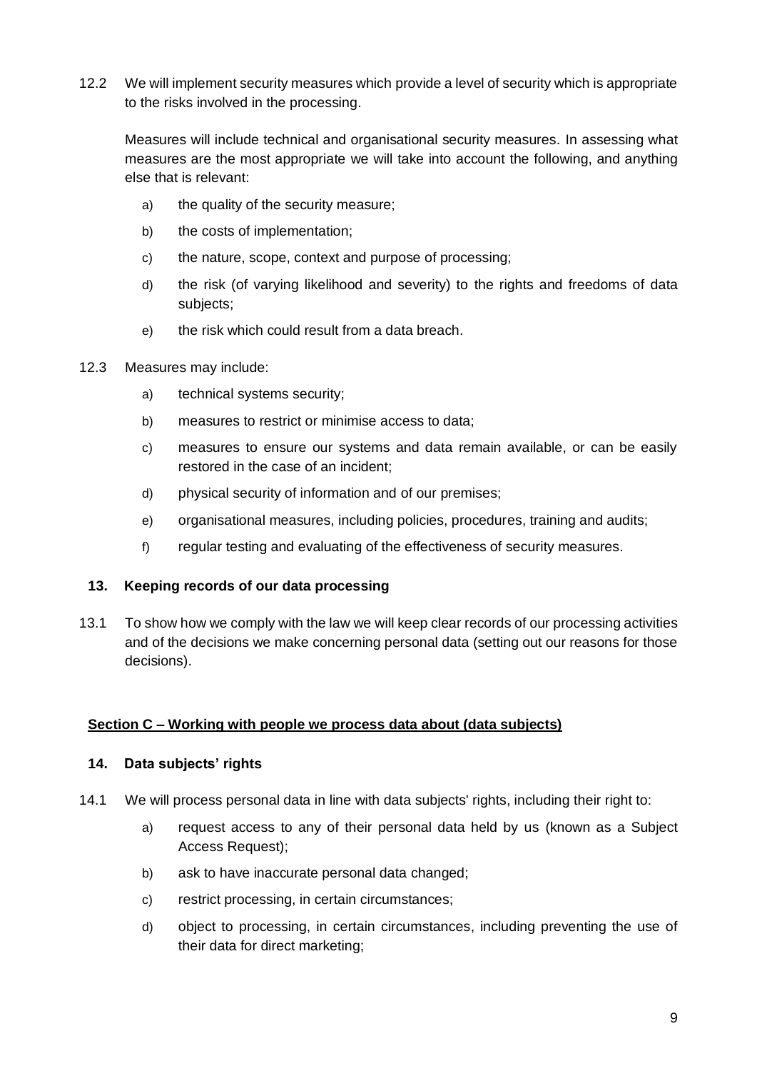12.2 We will implement security measures which provide a level of security which is appropriate to the risks involved in the processing.

Measures will include technical and organisational security measures. In assessing what measures are the most appropriate we will take into account the following, and anything else that is relevant:

a) the quality of the security measure;

b) the costs of implementation;

c) the nature, scope, context and purpose of processing;

d) the risk (of varying likelihood and severity) to the rights and freedoms of data subjects;

e) the risk which could result from a data breach.

12.3 Measures may include:

a) technical systems security;

b) measures to restrict or minimise access to data;

c) measures to ensure our systems and data remain available, or can be easily restored in the case of an incident;

d) physical security of information and of our premises;

e) organisational measures, including policies, procedures, training and audits;

f) regular testing and evaluating of the effectiveness of security measures.

### 13. Keeping records of our data processing

13.1 To show how we comply with the law we will keep clear records of our processing activities and of the decisions we make concerning personal data (setting out our reasons for those decisions).

## Section C – Working with people we process data about (data subjects)

### 14. Data subjects' rights

14.1 We will process personal data in line with data subjects' rights, including their right to:

a) request access to any of their personal data held by us (known as a Subject Access Request);

b) ask to have inaccurate personal data changed;

c) restrict processing, in certain circumstances;

d) object to processing, in certain circumstances, including preventing the use of their data for direct marketing;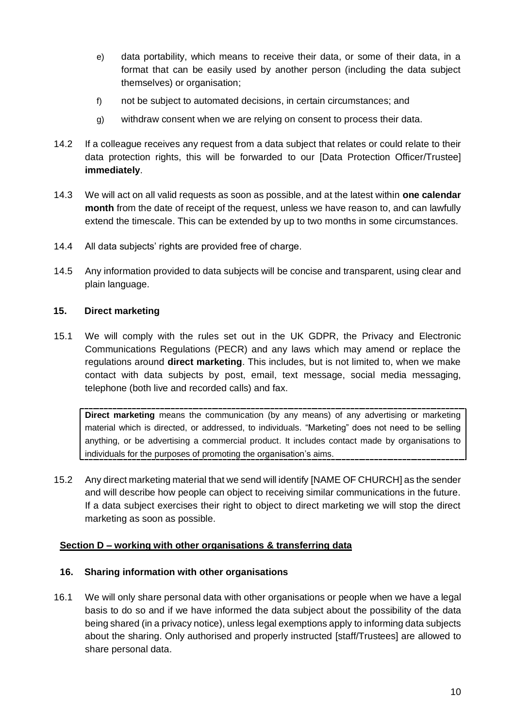e) data portability, which means to receive their data, or some of their data, in a format that can be easily used by another person (including the data subject themselves) or organisation;

f) not be subject to automated decisions, in certain circumstances; and

g) withdraw consent when we are relying on consent to process their data.

14.2 If a colleague receives any request from a data subject that relates or could relate to their data protection rights, this will be forwarded to our [Data Protection Officer/Trustee] **immediately**.

14.3 We will act on all valid requests as soon as possible, and at the latest within **one calendar month** from the date of receipt of the request, unless we have reason to, and can lawfully extend the timescale. This can be extended by up to two months in some circumstances.

14.4 All data subjects' rights are provided free of charge.

14.5 Any information provided to data subjects will be concise and transparent, using clear and plain language.

### 15. Direct marketing

15.1 We will comply with the rules set out in the UK GDPR, the Privacy and Electronic Communications Regulations (PECR) and any laws which may amend or replace the regulations around **direct marketing**. This includes, but is not limited to, when we make contact with data subjects by post, email, text message, social media messaging, telephone (both live and recorded calls) and fax.

> **Direct marketing** means the communication (by any means) of any advertising or marketing material which is directed, or addressed, to individuals. "Marketing" does not need to be selling anything, or be advertising a commercial product. It includes contact made by organisations to individuals for the purposes of promoting the organisation's aims.

15.2 Any direct marketing material that we send will identify [NAME OF CHURCH] as the sender and will describe how people can object to receiving similar communications in the future. If a data subject exercises their right to object to direct marketing we will stop the direct marketing as soon as possible.

## Section D – working with other organisations & transferring data

### 16. Sharing information with other organisations

16.1 We will only share personal data with other organisations or people when we have a legal basis to do so and if we have informed the data subject about the possibility of the data being shared (in a privacy notice), unless legal exemptions apply to informing data subjects about the sharing. Only authorised and properly instructed [staff/Trustees] are allowed to share personal data.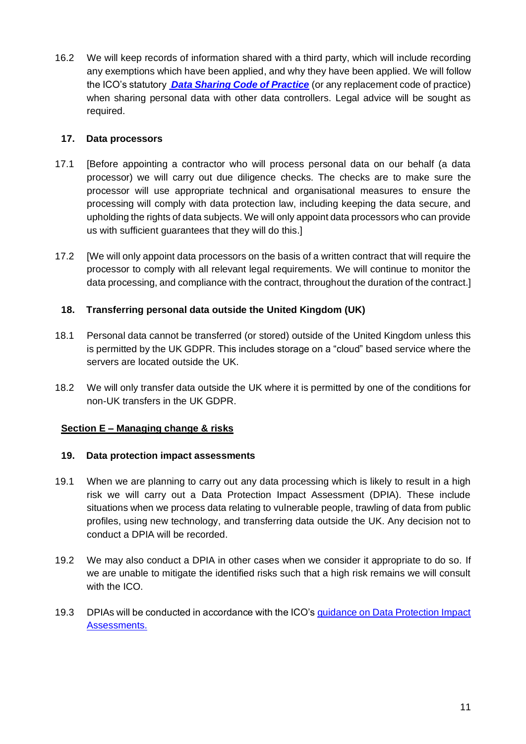16.2 We will keep records of information shared with a third party, which will include recording any exemptions which have been applied, and why they have been applied. We will follow the ICO's statutory ***Data Sharing Code of Practice*** (or any replacement code of practice) when sharing personal data with other data controllers. Legal advice will be sought as required.

### 17. Data processors

17.1 [Before appointing a contractor who will process personal data on our behalf (a data processor) we will carry out due diligence checks. The checks are to make sure the processor will use appropriate technical and organisational measures to ensure the processing will comply with data protection law, including keeping the data secure, and upholding the rights of data subjects. We will only appoint data processors who can provide us with sufficient guarantees that they will do this.]

17.2 [We will only appoint data processors on the basis of a written contract that will require the processor to comply with all relevant legal requirements. We will continue to monitor the data processing, and compliance with the contract, throughout the duration of the contract.]

### 18. Transferring personal data outside the United Kingdom (UK)

18.1 Personal data cannot be transferred (or stored) outside of the United Kingdom unless this is permitted by the UK GDPR. This includes storage on a "cloud" based service where the servers are located outside the UK.

18.2 We will only transfer data outside the UK where it is permitted by one of the conditions for non-UK transfers in the UK GDPR.

## Section E – Managing change & risks

### 19. Data protection impact assessments

19.1 When we are planning to carry out any data processing which is likely to result in a high risk we will carry out a Data Protection Impact Assessment (DPIA). These include situations when we process data relating to vulnerable people, trawling of data from public profiles, using new technology, and transferring data outside the UK. Any decision not to conduct a DPIA will be recorded.

19.2 We may also conduct a DPIA in other cases when we consider it appropriate to do so. If we are unable to mitigate the identified risks such that a high risk remains we will consult with the ICO.

19.3 DPIAs will be conducted in accordance with the ICO's guidance on Data Protection Impact Assessments.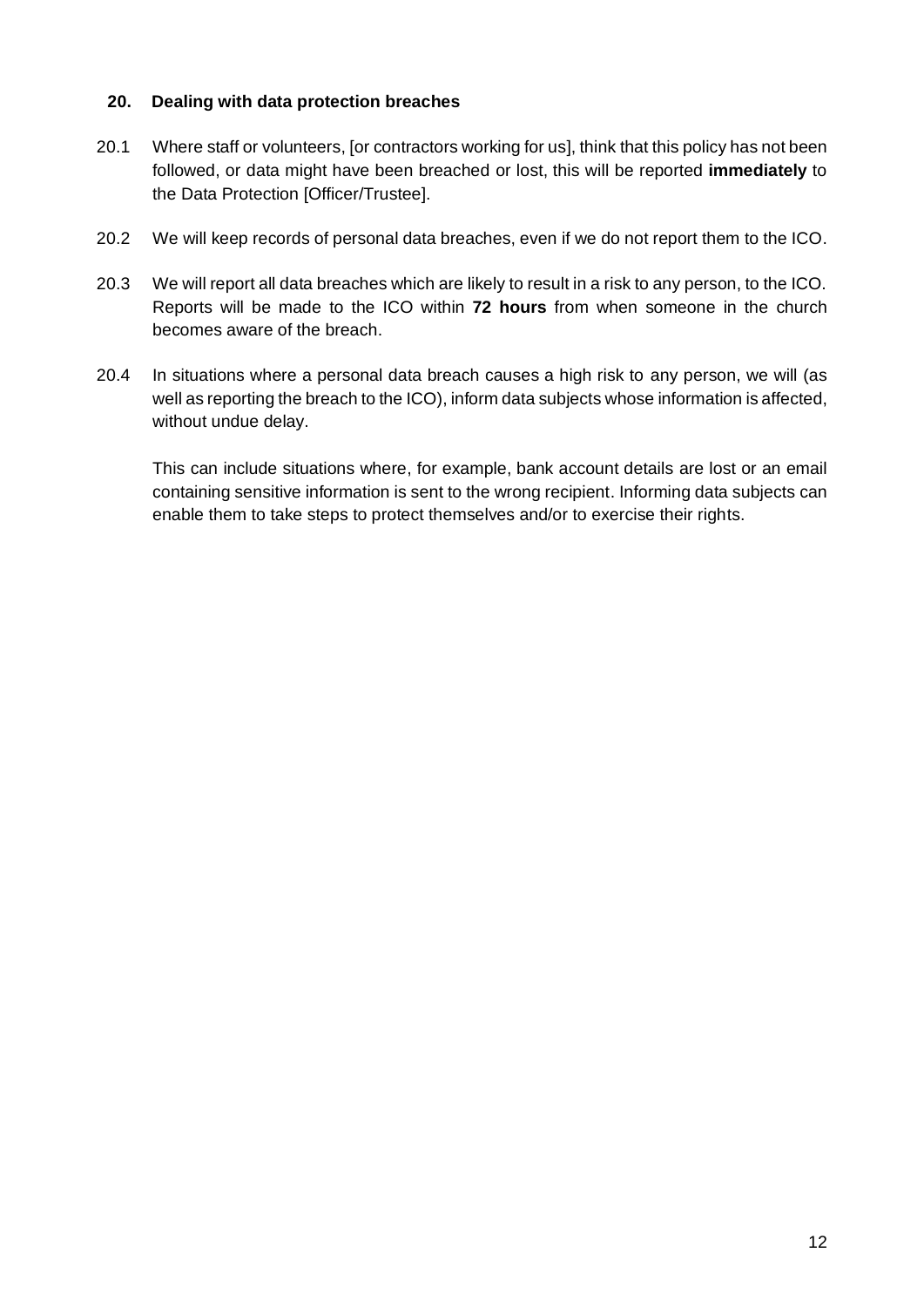## 20. Dealing with data protection breaches

20.1 Where staff or volunteers, [or contractors working for us], think that this policy has not been followed, or data might have been breached or lost, this will be reported **immediately** to the Data Protection [Officer/Trustee].

20.2 We will keep records of personal data breaches, even if we do not report them to the ICO.

20.3 We will report all data breaches which are likely to result in a risk to any person, to the ICO. Reports will be made to the ICO within **72 hours** from when someone in the church becomes aware of the breach.

20.4 In situations where a personal data breach causes a high risk to any person, we will (as well as reporting the breach to the ICO), inform data subjects whose information is affected, without undue delay.

This can include situations where, for example, bank account details are lost or an email containing sensitive information is sent to the wrong recipient. Informing data subjects can enable them to take steps to protect themselves and/or to exercise their rights.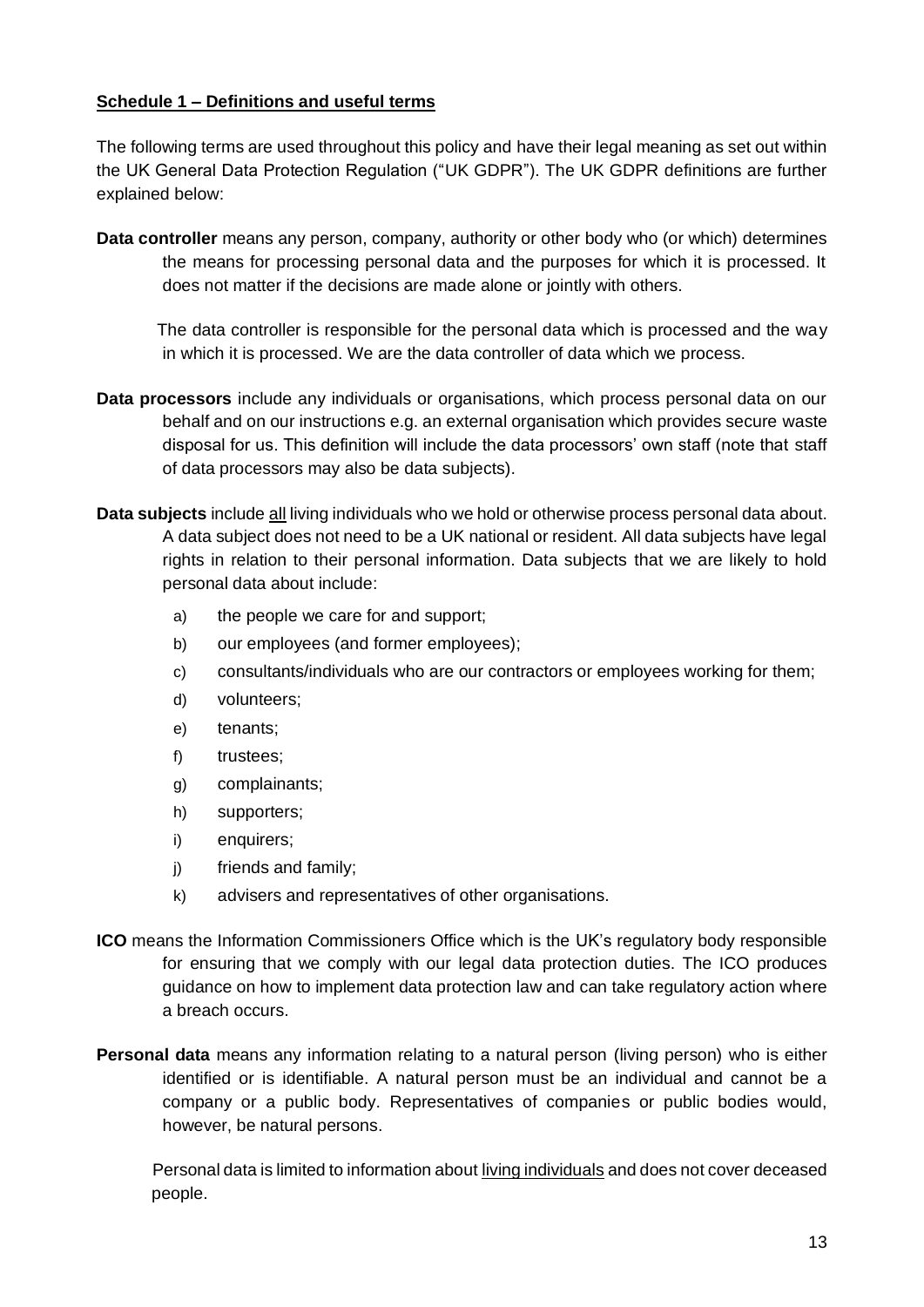## **Schedule 1 – Definitions and useful terms**

The following terms are used throughout this policy and have their legal meaning as set out within the UK General Data Protection Regulation ("UK GDPR"). The UK GDPR definitions are further explained below:

**Data controller** means any person, company, authority or other body who (or which) determines the means for processing personal data and the purposes for which it is processed. It does not matter if the decisions are made alone or jointly with others.

The data controller is responsible for the personal data which is processed and the way in which it is processed. We are the data controller of data which we process.

**Data processors** include any individuals or organisations, which process personal data on our behalf and on our instructions e.g. an external organisation which provides secure waste disposal for us. This definition will include the data processors' own staff (note that staff of data processors may also be data subjects).

**Data subjects** include all living individuals who we hold or otherwise process personal data about. A data subject does not need to be a UK national or resident. All data subjects have legal rights in relation to their personal information. Data subjects that we are likely to hold personal data about include:

a) the people we care for and support;
b) our employees (and former employees);
c) consultants/individuals who are our contractors or employees working for them;
d) volunteers;
e) tenants;
f) trustees;
g) complainants;
h) supporters;
i) enquirers;
j) friends and family;
k) advisers and representatives of other organisations.

**ICO** means the Information Commissioners Office which is the UK's regulatory body responsible for ensuring that we comply with our legal data protection duties. The ICO produces guidance on how to implement data protection law and can take regulatory action where a breach occurs.

**Personal data** means any information relating to a natural person (living person) who is either identified or is identifiable. A natural person must be an individual and cannot be a company or a public body. Representatives of companies or public bodies would, however, be natural persons.

Personal data is limited to information about living individuals and does not cover deceased people.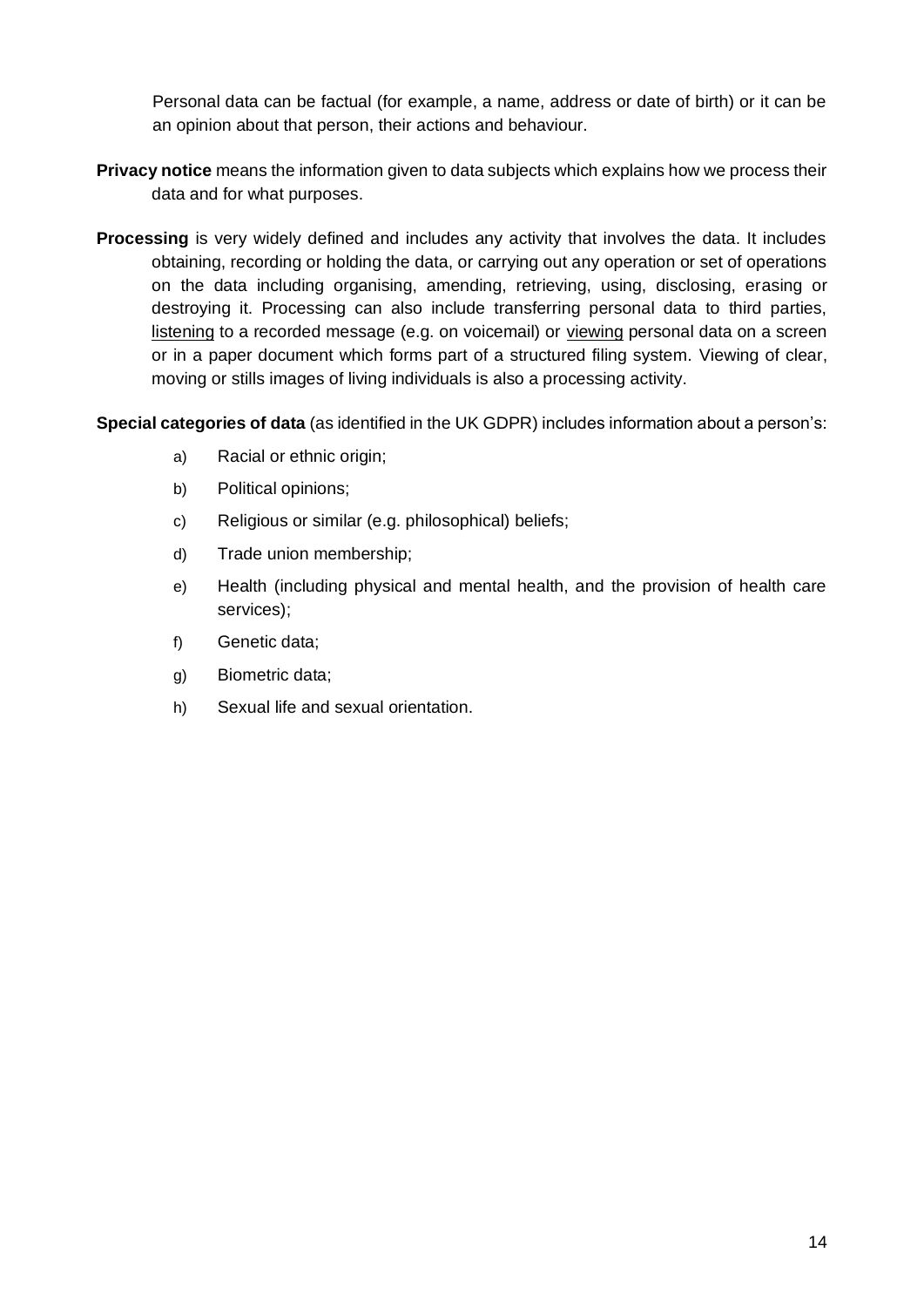Personal data can be factual (for example, a name, address or date of birth) or it can be an opinion about that person, their actions and behaviour.

**Privacy notice** means the information given to data subjects which explains how we process their data and for what purposes.

**Processing** is very widely defined and includes any activity that involves the data. It includes obtaining, recording or holding the data, or carrying out any operation or set of operations on the data including organising, amending, retrieving, using, disclosing, erasing or destroying it. Processing can also include transferring personal data to third parties, <u>listening</u> to a recorded message (e.g. on voicemail) or <u>viewing</u> personal data on a screen or in a paper document which forms part of a structured filing system. Viewing of clear, moving or stills images of living individuals is also a processing activity.

**Special categories of data** (as identified in the UK GDPR) includes information about a person's:

a) Racial or ethnic origin;

b) Political opinions;

c) Religious or similar (e.g. philosophical) beliefs;

d) Trade union membership;

e) Health (including physical and mental health, and the provision of health care services);

f) Genetic data;

g) Biometric data;

h) Sexual life and sexual orientation.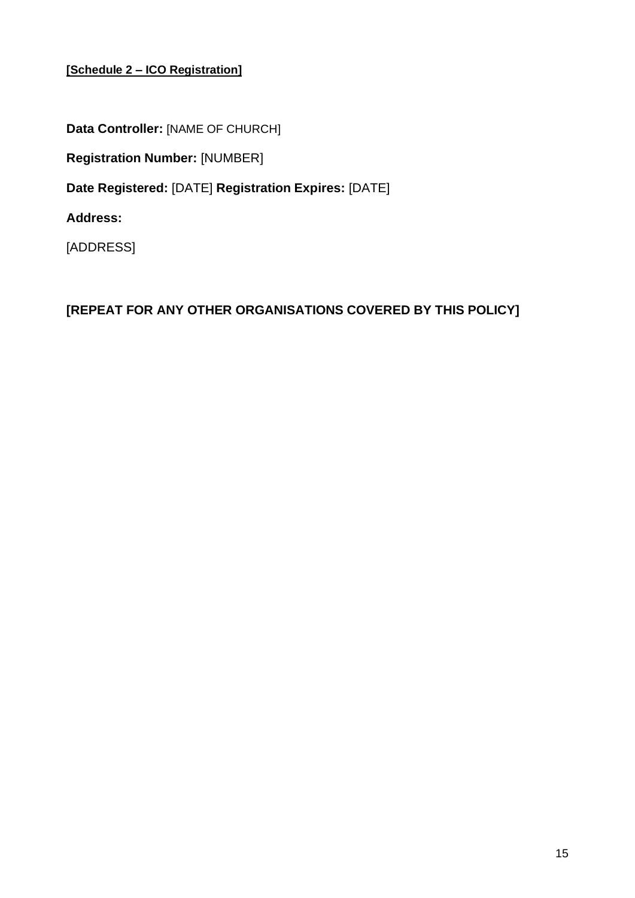**[Schedule 2 – ICO Registration]**

**Data Controller:** [NAME OF CHURCH]

**Registration Number:** [NUMBER]

**Date Registered:** [DATE] **Registration Expires:** [DATE]

**Address:**

[ADDRESS]

**[REPEAT FOR ANY OTHER ORGANISATIONS COVERED BY THIS POLICY]**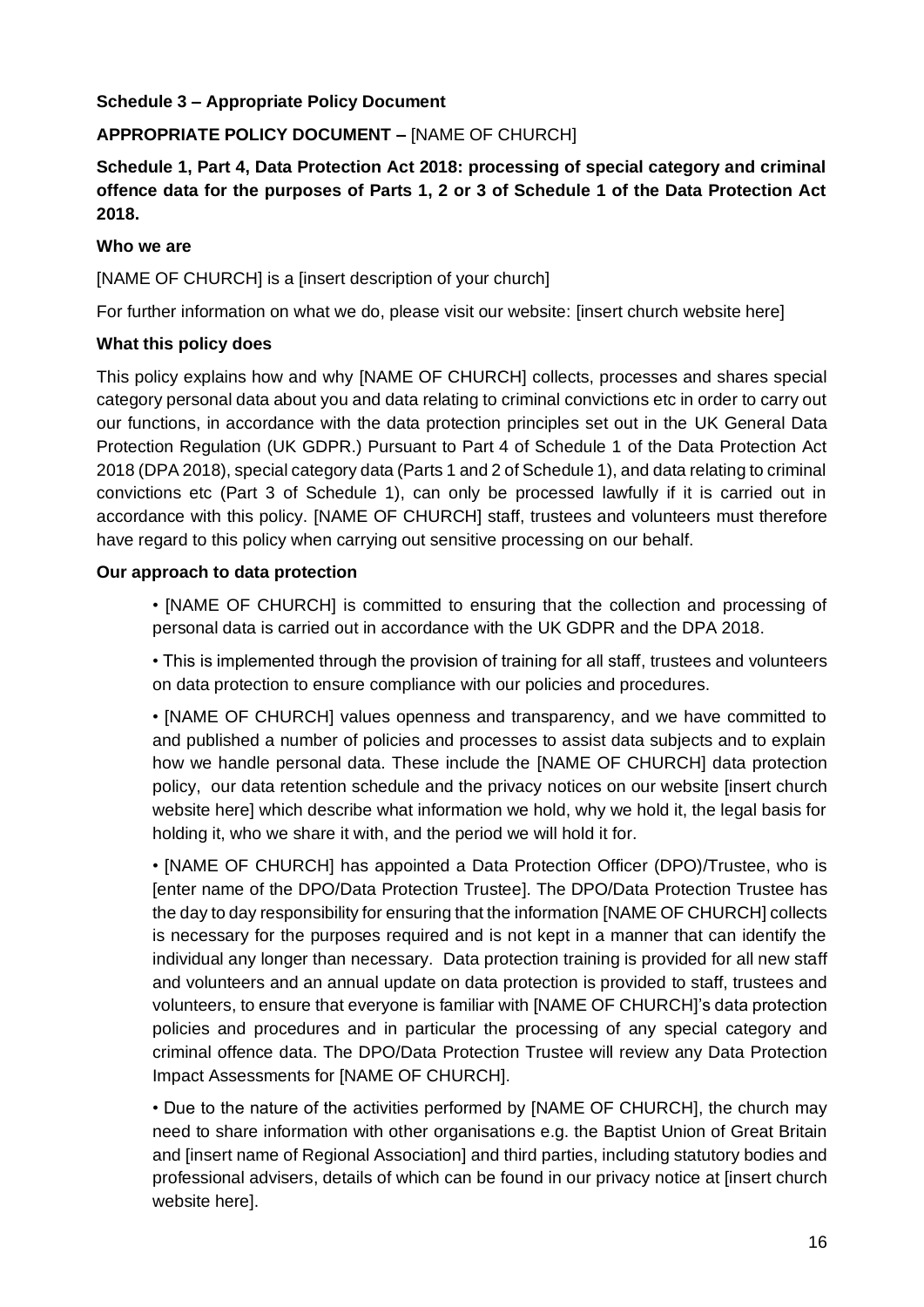**Schedule 3 – Appropriate Policy Document**

**APPROPRIATE POLICY DOCUMENT –** [NAME OF CHURCH]

**Schedule 1, Part 4, Data Protection Act 2018: processing of special category and criminal offence data for the purposes of Parts 1, 2 or 3 of Schedule 1 of the Data Protection Act 2018.**

**Who we are**

[NAME OF CHURCH] is a [insert description of your church]

For further information on what we do, please visit our website: [insert church website here]

**What this policy does**

This policy explains how and why [NAME OF CHURCH] collects, processes and shares special category personal data about you and data relating to criminal convictions etc in order to carry out our functions, in accordance with the data protection principles set out in the UK General Data Protection Regulation (UK GDPR.) Pursuant to Part 4 of Schedule 1 of the Data Protection Act 2018 (DPA 2018), special category data (Parts 1 and 2 of Schedule 1), and data relating to criminal convictions etc (Part 3 of Schedule 1), can only be processed lawfully if it is carried out in accordance with this policy. [NAME OF CHURCH] staff, trustees and volunteers must therefore have regard to this policy when carrying out sensitive processing on our behalf.

**Our approach to data protection**

- [NAME OF CHURCH] is committed to ensuring that the collection and processing of personal data is carried out in accordance with the UK GDPR and the DPA 2018.

- This is implemented through the provision of training for all staff, trustees and volunteers on data protection to ensure compliance with our policies and procedures.

- [NAME OF CHURCH] values openness and transparency, and we have committed to and published a number of policies and processes to assist data subjects and to explain how we handle personal data. These include the [NAME OF CHURCH] data protection policy, our data retention schedule and the privacy notices on our website [insert church website here] which describe what information we hold, why we hold it, the legal basis for holding it, who we share it with, and the period we will hold it for.

- [NAME OF CHURCH] has appointed a Data Protection Officer (DPO)/Trustee, who is [enter name of the DPO/Data Protection Trustee]. The DPO/Data Protection Trustee has the day to day responsibility for ensuring that the information [NAME OF CHURCH] collects is necessary for the purposes required and is not kept in a manner that can identify the individual any longer than necessary. Data protection training is provided for all new staff and volunteers and an annual update on data protection is provided to staff, trustees and volunteers, to ensure that everyone is familiar with [NAME OF CHURCH]'s data protection policies and procedures and in particular the processing of any special category and criminal offence data. The DPO/Data Protection Trustee will review any Data Protection Impact Assessments for [NAME OF CHURCH].

- Due to the nature of the activities performed by [NAME OF CHURCH], the church may need to share information with other organisations e.g. the Baptist Union of Great Britain and [insert name of Regional Association] and third parties, including statutory bodies and professional advisers, details of which can be found in our privacy notice at [insert church website here].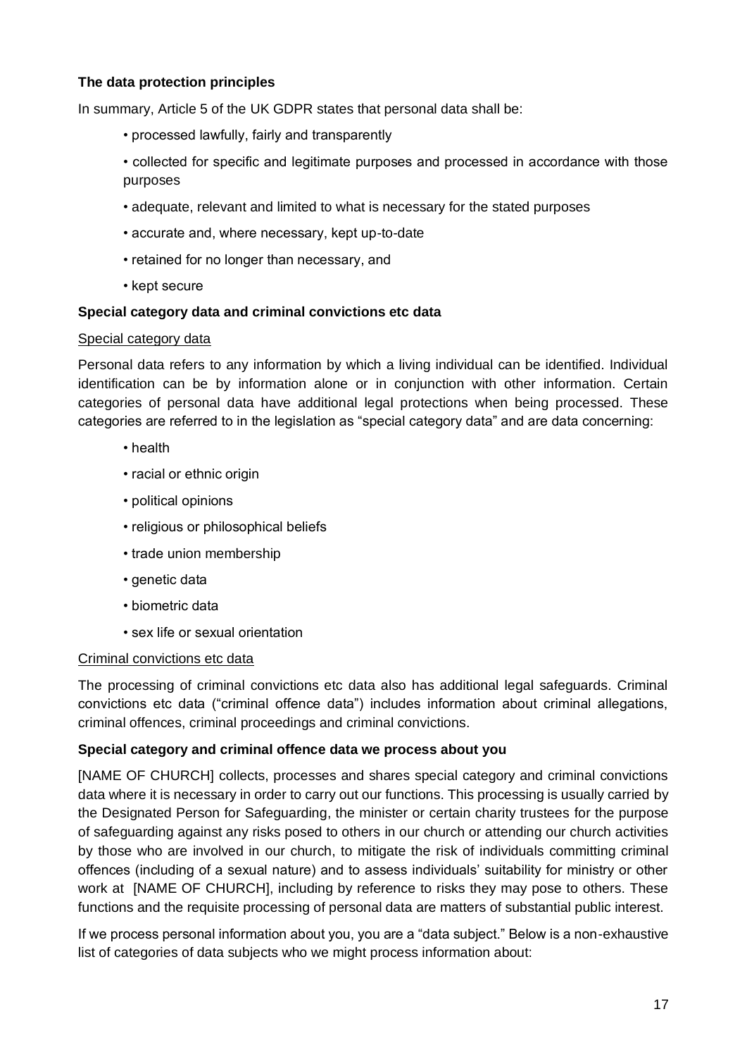**The data protection principles**

In summary, Article 5 of the UK GDPR states that personal data shall be:

- processed lawfully, fairly and transparently
- collected for specific and legitimate purposes and processed in accordance with those purposes
- adequate, relevant and limited to what is necessary for the stated purposes
- accurate and, where necessary, kept up-to-date
- retained for no longer than necessary, and
- kept secure

**Special category data and criminal convictions etc data**

<u>Special category data</u>

Personal data refers to any information by which a living individual can be identified. Individual identification can be by information alone or in conjunction with other information. Certain categories of personal data have additional legal protections when being processed. These categories are referred to in the legislation as "special category data" and are data concerning:

- health
- racial or ethnic origin
- political opinions
- religious or philosophical beliefs
- trade union membership
- genetic data
- biometric data
- sex life or sexual orientation

<u>Criminal convictions etc data</u>

The processing of criminal convictions etc data also has additional legal safeguards. Criminal convictions etc data ("criminal offence data") includes information about criminal allegations, criminal offences, criminal proceedings and criminal convictions.

**Special category and criminal offence data we process about you**

[NAME OF CHURCH] collects, processes and shares special category and criminal convictions data where it is necessary in order to carry out our functions. This processing is usually carried by the Designated Person for Safeguarding, the minister or certain charity trustees for the purpose of safeguarding against any risks posed to others in our church or attending our church activities by those who are involved in our church, to mitigate the risk of individuals committing criminal offences (including of a sexual nature) and to assess individuals' suitability for ministry or other work at [NAME OF CHURCH], including by reference to risks they may pose to others. These functions and the requisite processing of personal data are matters of substantial public interest.

If we process personal information about you, you are a "data subject." Below is a non-exhaustive list of categories of data subjects who we might process information about: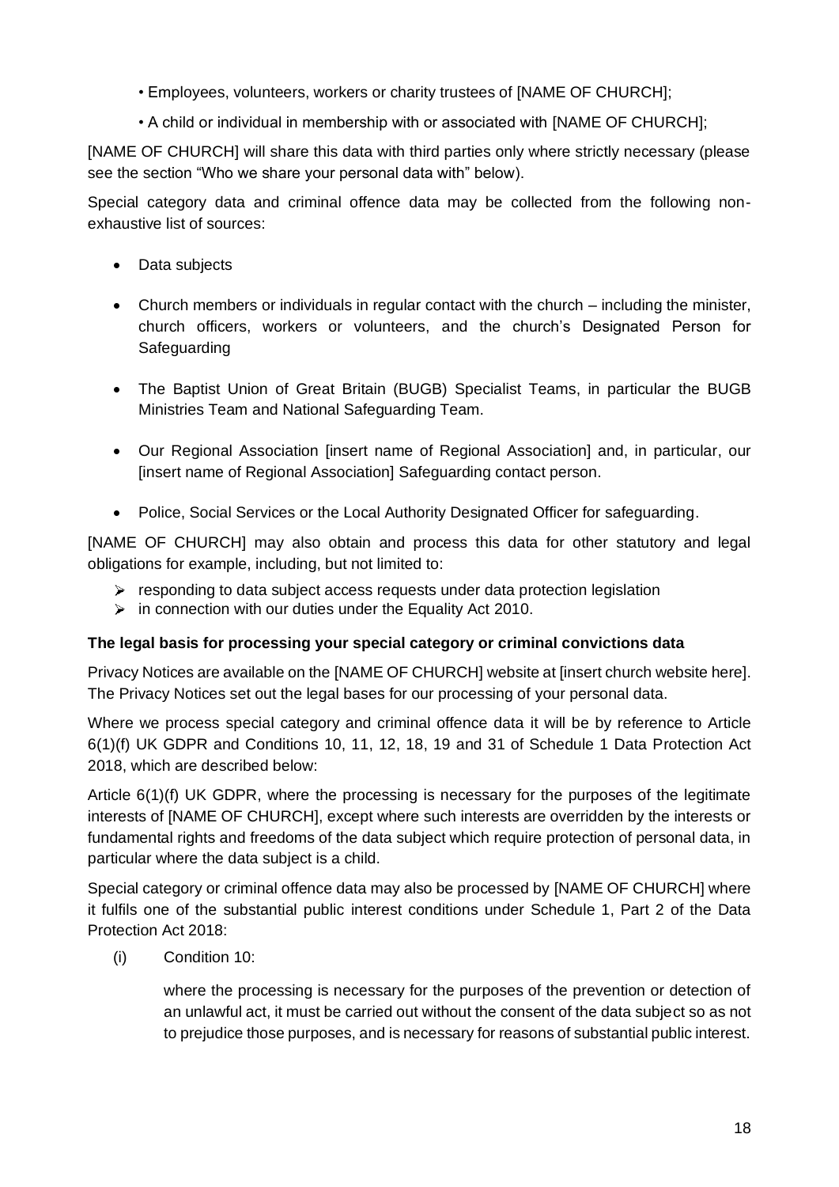- Employees, volunteers, workers or charity trustees of [NAME OF CHURCH];
- A child or individual in membership with or associated with [NAME OF CHURCH];

[NAME OF CHURCH] will share this data with third parties only where strictly necessary (please see the section "Who we share your personal data with" below).

Special category data and criminal offence data may be collected from the following non-exhaustive list of sources:

- Data subjects
- Church members or individuals in regular contact with the church – including the minister, church officers, workers or volunteers, and the church's Designated Person for Safeguarding
- The Baptist Union of Great Britain (BUGB) Specialist Teams, in particular the BUGB Ministries Team and National Safeguarding Team.
- Our Regional Association [insert name of Regional Association] and, in particular, our [insert name of Regional Association] Safeguarding contact person.
- Police, Social Services or the Local Authority Designated Officer for safeguarding.

[NAME OF CHURCH] may also obtain and process this data for other statutory and legal obligations for example, including, but not limited to:

- responding to data subject access requests under data protection legislation
- in connection with our duties under the Equality Act 2010.

**The legal basis for processing your special category or criminal convictions data**

Privacy Notices are available on the [NAME OF CHURCH] website at [insert church website here]. The Privacy Notices set out the legal bases for our processing of your personal data.

Where we process special category and criminal offence data it will be by reference to Article 6(1)(f) UK GDPR and Conditions 10, 11, 12, 18, 19 and 31 of Schedule 1 Data Protection Act 2018, which are described below:

Article 6(1)(f) UK GDPR, where the processing is necessary for the purposes of the legitimate interests of [NAME OF CHURCH], except where such interests are overridden by the interests or fundamental rights and freedoms of the data subject which require protection of personal data, in particular where the data subject is a child.

Special category or criminal offence data may also be processed by [NAME OF CHURCH] where it fulfils one of the substantial public interest conditions under Schedule 1, Part 2 of the Data Protection Act 2018:

(i) Condition 10:

where the processing is necessary for the purposes of the prevention or detection of an unlawful act, it must be carried out without the consent of the data subject so as not to prejudice those purposes, and is necessary for reasons of substantial public interest.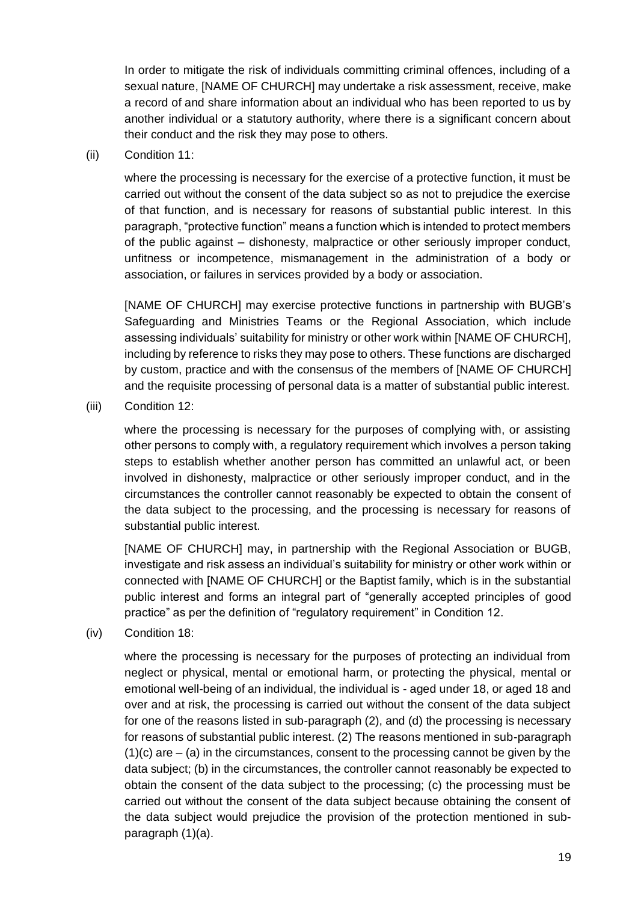In order to mitigate the risk of individuals committing criminal offences, including of a sexual nature, [NAME OF CHURCH] may undertake a risk assessment, receive, make a record of and share information about an individual who has been reported to us by another individual or a statutory authority, where there is a significant concern about their conduct and the risk they may pose to others.

(ii) Condition 11:

where the processing is necessary for the exercise of a protective function, it must be carried out without the consent of the data subject so as not to prejudice the exercise of that function, and is necessary for reasons of substantial public interest. In this paragraph, "protective function" means a function which is intended to protect members of the public against – dishonesty, malpractice or other seriously improper conduct, unfitness or incompetence, mismanagement in the administration of a body or association, or failures in services provided by a body or association.

[NAME OF CHURCH] may exercise protective functions in partnership with BUGB's Safeguarding and Ministries Teams or the Regional Association, which include assessing individuals' suitability for ministry or other work within [NAME OF CHURCH], including by reference to risks they may pose to others. These functions are discharged by custom, practice and with the consensus of the members of [NAME OF CHURCH] and the requisite processing of personal data is a matter of substantial public interest.

(iii) Condition 12:

where the processing is necessary for the purposes of complying with, or assisting other persons to comply with, a regulatory requirement which involves a person taking steps to establish whether another person has committed an unlawful act, or been involved in dishonesty, malpractice or other seriously improper conduct, and in the circumstances the controller cannot reasonably be expected to obtain the consent of the data subject to the processing, and the processing is necessary for reasons of substantial public interest.

[NAME OF CHURCH] may, in partnership with the Regional Association or BUGB, investigate and risk assess an individual's suitability for ministry or other work within or connected with [NAME OF CHURCH] or the Baptist family, which is in the substantial public interest and forms an integral part of "generally accepted principles of good practice" as per the definition of "regulatory requirement" in Condition 12.

(iv) Condition 18:

where the processing is necessary for the purposes of protecting an individual from neglect or physical, mental or emotional harm, or protecting the physical, mental or emotional well-being of an individual, the individual is - aged under 18, or aged 18 and over and at risk, the processing is carried out without the consent of the data subject for one of the reasons listed in sub-paragraph (2), and (d) the processing is necessary for reasons of substantial public interest. (2) The reasons mentioned in sub-paragraph (1)(c) are – (a) in the circumstances, consent to the processing cannot be given by the data subject; (b) in the circumstances, the controller cannot reasonably be expected to obtain the consent of the data subject to the processing; (c) the processing must be carried out without the consent of the data subject because obtaining the consent of the data subject would prejudice the provision of the protection mentioned in sub-paragraph (1)(a).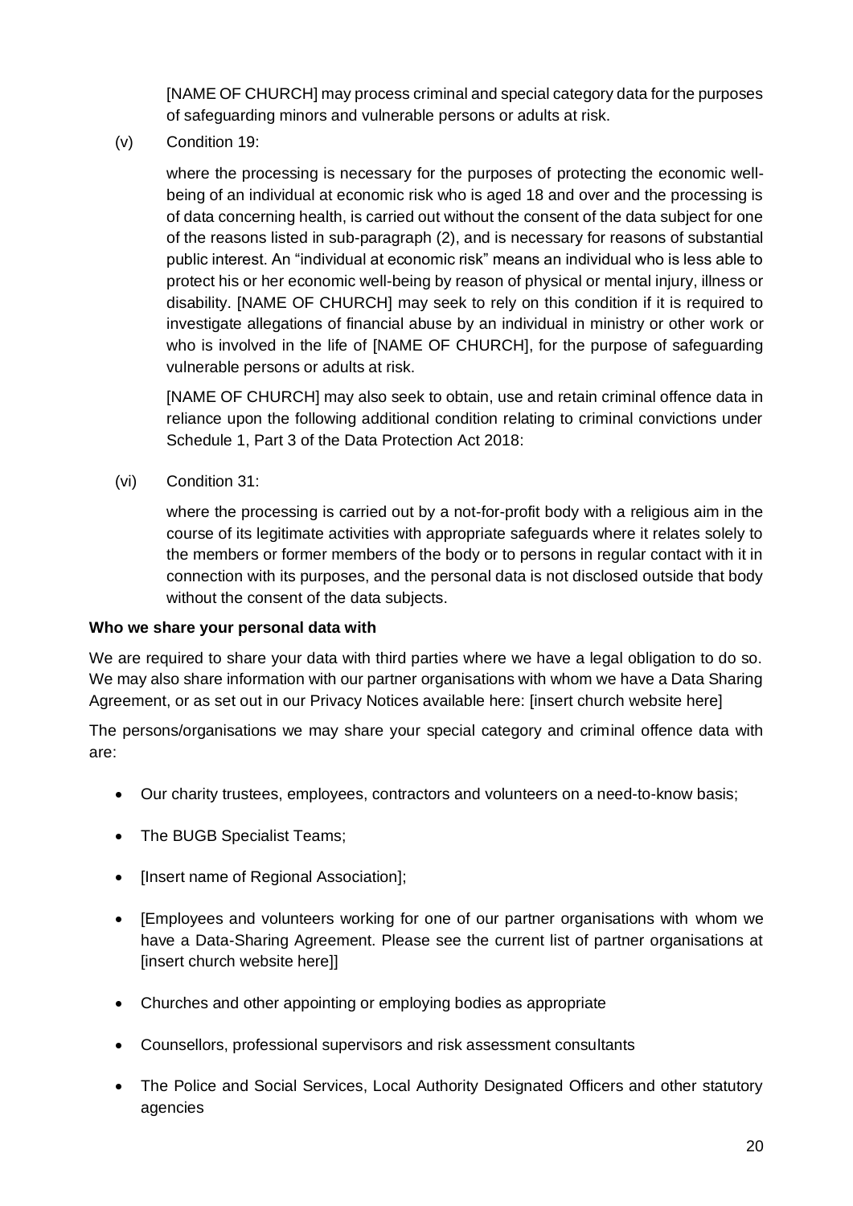[NAME OF CHURCH] may process criminal and special category data for the purposes of safeguarding minors and vulnerable persons or adults at risk.

(v) Condition 19:

where the processing is necessary for the purposes of protecting the economic well-being of an individual at economic risk who is aged 18 and over and the processing is of data concerning health, is carried out without the consent of the data subject for one of the reasons listed in sub-paragraph (2), and is necessary for reasons of substantial public interest. An "individual at economic risk" means an individual who is less able to protect his or her economic well-being by reason of physical or mental injury, illness or disability. [NAME OF CHURCH] may seek to rely on this condition if it is required to investigate allegations of financial abuse by an individual in ministry or other work or who is involved in the life of [NAME OF CHURCH], for the purpose of safeguarding vulnerable persons or adults at risk.

[NAME OF CHURCH] may also seek to obtain, use and retain criminal offence data in reliance upon the following additional condition relating to criminal convictions under Schedule 1, Part 3 of the Data Protection Act 2018:

(vi) Condition 31:

where the processing is carried out by a not-for-profit body with a religious aim in the course of its legitimate activities with appropriate safeguards where it relates solely to the members or former members of the body or to persons in regular contact with it in connection with its purposes, and the personal data is not disclosed outside that body without the consent of the data subjects.

**Who we share your personal data with**

We are required to share your data with third parties where we have a legal obligation to do so. We may also share information with our partner organisations with whom we have a Data Sharing Agreement, or as set out in our Privacy Notices available here: [insert church website here]

The persons/organisations we may share your special category and criminal offence data with are:

- Our charity trustees, employees, contractors and volunteers on a need-to-know basis;
- The BUGB Specialist Teams;
- [Insert name of Regional Association];
- [Employees and volunteers working for one of our partner organisations with whom we have a Data-Sharing Agreement. Please see the current list of partner organisations at [insert church website here]]
- Churches and other appointing or employing bodies as appropriate
- Counsellors, professional supervisors and risk assessment consultants
- The Police and Social Services, Local Authority Designated Officers and other statutory agencies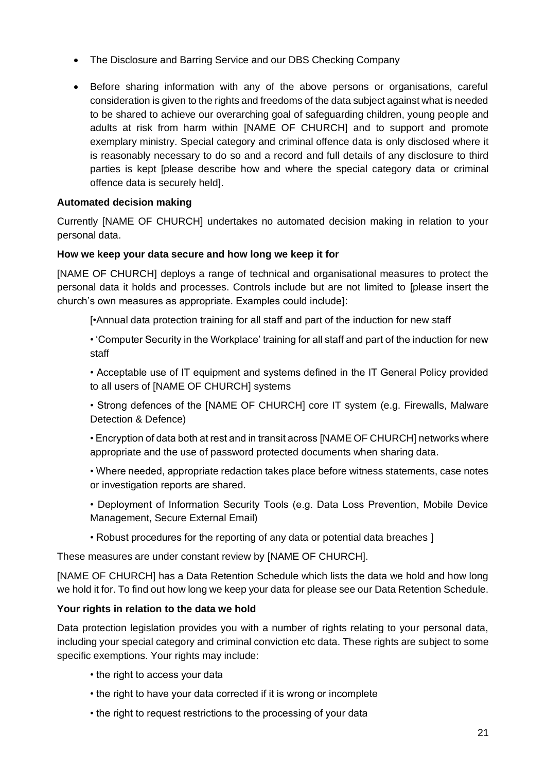- The Disclosure and Barring Service and our DBS Checking Company
- Before sharing information with any of the above persons or organisations, careful consideration is given to the rights and freedoms of the data subject against what is needed to be shared to achieve our overarching goal of safeguarding children, young people and adults at risk from harm within [NAME OF CHURCH] and to support and promote exemplary ministry. Special category and criminal offence data is only disclosed where it is reasonably necessary to do so and a record and full details of any disclosure to third parties is kept [please describe how and where the special category data or criminal offence data is securely held].

**Automated decision making**

Currently [NAME OF CHURCH] undertakes no automated decision making in relation to your personal data.

**How we keep your data secure and how long we keep it for**

[NAME OF CHURCH] deploys a range of technical and organisational measures to protect the personal data it holds and processes. Controls include but are not limited to [please insert the church's own measures as appropriate. Examples could include]:

[•Annual data protection training for all staff and part of the induction for new staff

• 'Computer Security in the Workplace' training for all staff and part of the induction for new staff

• Acceptable use of IT equipment and systems defined in the IT General Policy provided to all users of [NAME OF CHURCH] systems

• Strong defences of the [NAME OF CHURCH] core IT system (e.g. Firewalls, Malware Detection & Defence)

• Encryption of data both at rest and in transit across [NAME OF CHURCH] networks where appropriate and the use of password protected documents when sharing data.

• Where needed, appropriate redaction takes place before witness statements, case notes or investigation reports are shared.

• Deployment of Information Security Tools (e.g. Data Loss Prevention, Mobile Device Management, Secure External Email)

• Robust procedures for the reporting of any data or potential data breaches ]

These measures are under constant review by [NAME OF CHURCH].

[NAME OF CHURCH] has a Data Retention Schedule which lists the data we hold and how long we hold it for. To find out how long we keep your data for please see our Data Retention Schedule.

**Your rights in relation to the data we hold**

Data protection legislation provides you with a number of rights relating to your personal data, including your special category and criminal conviction etc data. These rights are subject to some specific exemptions. Your rights may include:

• the right to access your data

• the right to have your data corrected if it is wrong or incomplete

• the right to request restrictions to the processing of your data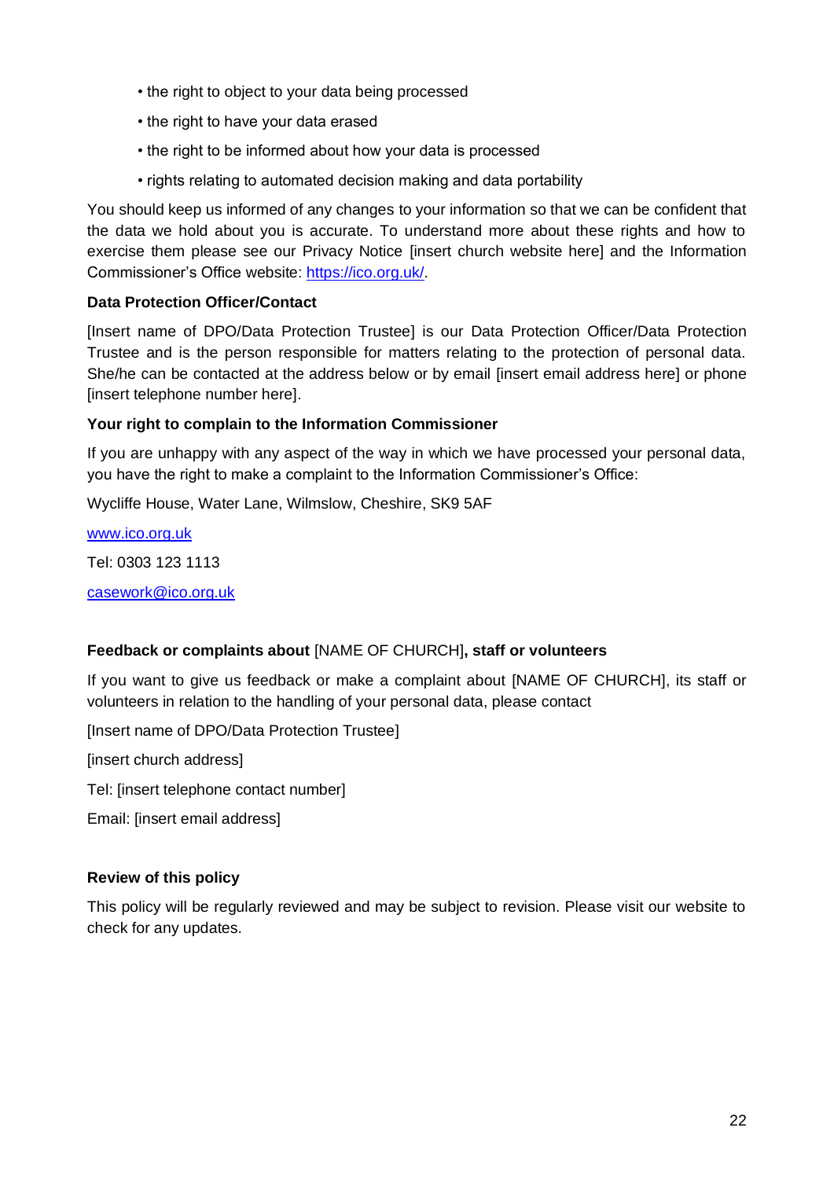- the right to object to your data being processed
- the right to have your data erased
- the right to be informed about how your data is processed
- rights relating to automated decision making and data portability

You should keep us informed of any changes to your information so that we can be confident that the data we hold about you is accurate. To understand more about these rights and how to exercise them please see our Privacy Notice [insert church website here] and the Information Commissioner's Office website: https://ico.org.uk/.

**Data Protection Officer/Contact**

[Insert name of DPO/Data Protection Trustee] is our Data Protection Officer/Data Protection Trustee and is the person responsible for matters relating to the protection of personal data. She/he can be contacted at the address below or by email [insert email address here] or phone [insert telephone number here].

**Your right to complain to the Information Commissioner**

If you are unhappy with any aspect of the way in which we have processed your personal data, you have the right to make a complaint to the Information Commissioner's Office:

Wycliffe House, Water Lane, Wilmslow, Cheshire, SK9 5AF

www.ico.org.uk

Tel: 0303 123 1113

casework@ico.org.uk

**Feedback or complaints about** [NAME OF CHURCH]**, staff or volunteers**

If you want to give us feedback or make a complaint about [NAME OF CHURCH], its staff or volunteers in relation to the handling of your personal data, please contact

[Insert name of DPO/Data Protection Trustee]

[insert church address]

Tel: [insert telephone contact number]

Email: [insert email address]

**Review of this policy**

This policy will be regularly reviewed and may be subject to revision. Please visit our website to check for any updates.